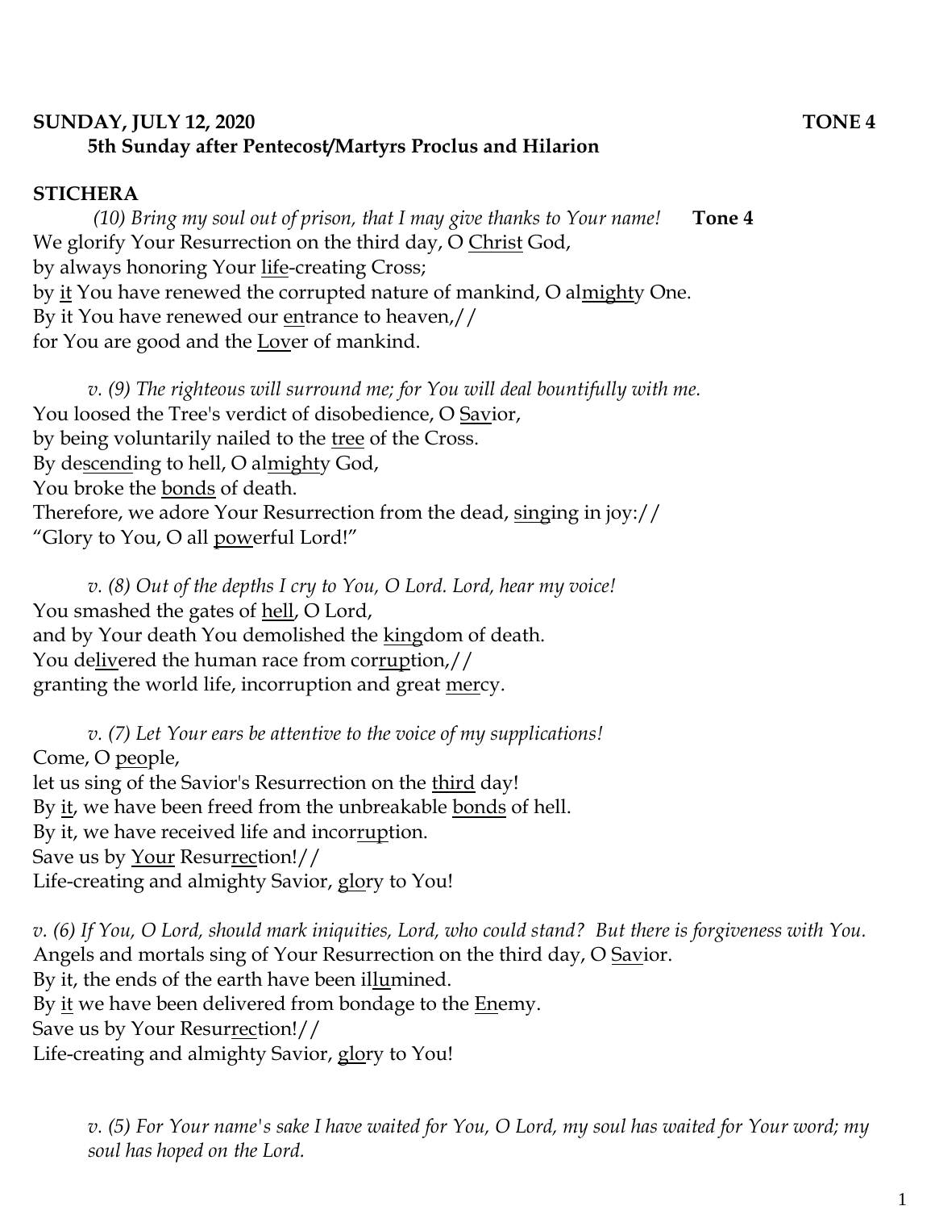**SUNDAY, JULY 12, 2020 TONE 4**

**5th Sunday after Pentecost/Martyrs Proclus and Hilarion**

**STICHERA**

*(10) Bring my soul out of prison, that I may give thanks to Your name!* **Tone 4**

We glorify Your Resurrection on the third day, O Christ God,
by always honoring Your life-creating Cross;
by it You have renewed the corrupted nature of mankind, O almighty One.
By it You have renewed our entrance to heaven,//
for You are good and the Lover of mankind.

*v. (9) The righteous will surround me; for You will deal bountifully with me.*

You loosed the Tree's verdict of disobedience, O Savior,
by being voluntarily nailed to the tree of the Cross.
By descending to hell, O almighty God,
You broke the bonds of death.
Therefore, we adore Your Resurrection from the dead, singing in joy://
"Glory to You, O all powerful Lord!"

*v. (8) Out of the depths I cry to You, O Lord. Lord, hear my voice!*

You smashed the gates of hell, O Lord,
and by Your death You demolished the kingdom of death.
You delivered the human race from corruption,//
granting the world life, incorruption and great mercy.

*v. (7) Let Your ears be attentive to the voice of my supplications!*

Come, O people,
let us sing of the Savior's Resurrection on the third day!
By it, we have been freed from the unbreakable bonds of hell.
By it, we have received life and incorruption.
Save us by Your Resurrection!//
Life-creating and almighty Savior, glory to You!

*v. (6) If You, O Lord, should mark iniquities, Lord, who could stand? But there is forgiveness with You.*

Angels and mortals sing of Your Resurrection on the third day, O Savior.
By it, the ends of the earth have been illumined.
By it we have been delivered from bondage to the Enemy.
Save us by Your Resurrection!//
Life-creating and almighty Savior, glory to You!

*v. (5) For Your name's sake I have waited for You, O Lord, my soul has waited for Your word; my soul has hoped on the Lord.*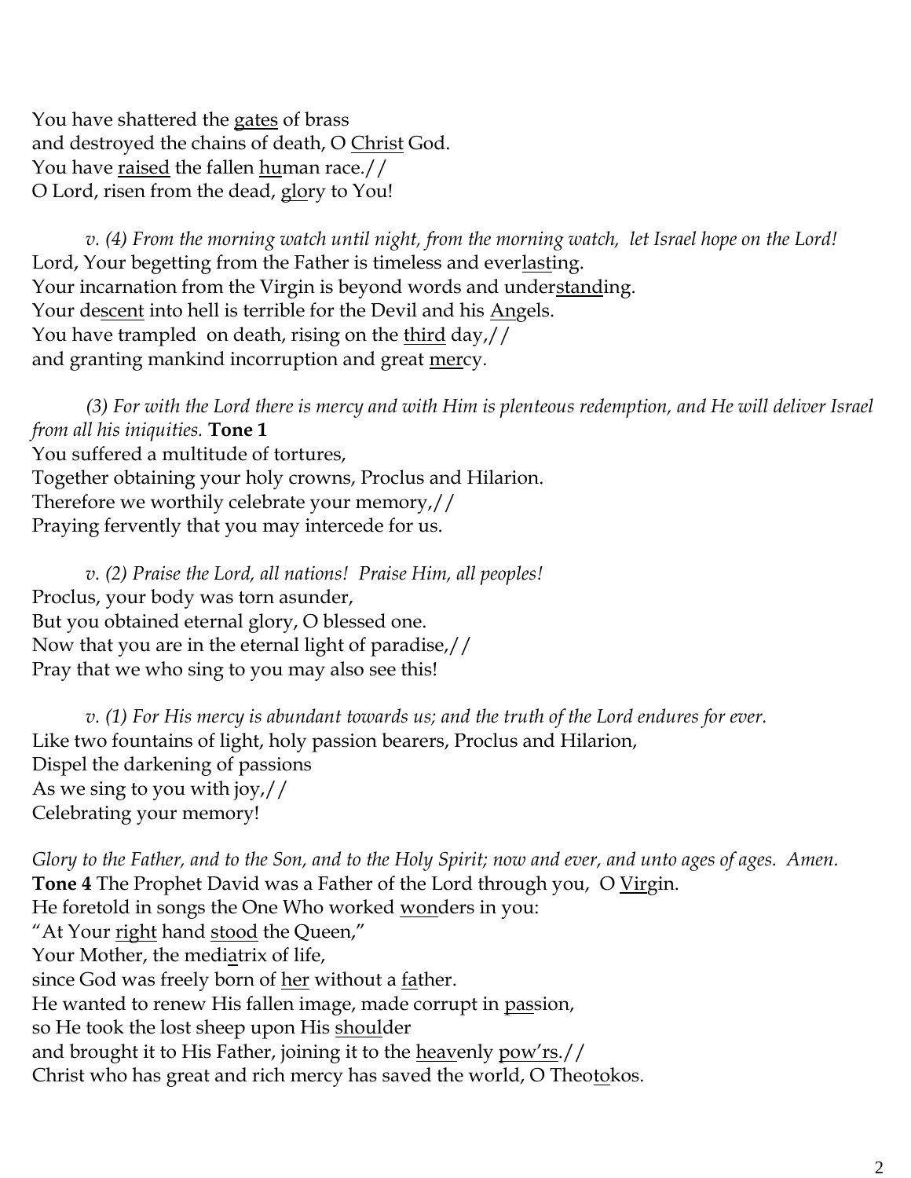You have shattered the gates of brass  
and destroyed the chains of death, O Christ God.  
You have raised the fallen human race.//  
O Lord, risen from the dead, glory to You!

*v. (4) From the morning watch until night, from the morning watch, let Israel hope on the Lord!*  
Lord, Your begetting from the Father is timeless and everlasting.  
Your incarnation from the Virgin is beyond words and understanding.  
Your descent into hell is terrible for the Devil and his Angels.  
You have trampled on death, rising on the third day,//  
and granting mankind incorruption and great mercy.

*(3) For with the Lord there is mercy and with Him is plenteous redemption, and He will deliver Israel from all his iniquities.* **Tone 1**  
You suffered a multitude of tortures,  
Together obtaining your holy crowns, Proclus and Hilarion.  
Therefore we worthily celebrate your memory,//  
Praying fervently that you may intercede for us.

*v. (2) Praise the Lord, all nations! Praise Him, all peoples!*  
Proclus, your body was torn asunder,  
But you obtained eternal glory, O blessed one.  
Now that you are in the eternal light of paradise,//  
Pray that we who sing to you may also see this!

*v. (1) For His mercy is abundant towards us; and the truth of the Lord endures for ever.*  
Like two fountains of light, holy passion bearers, Proclus and Hilarion,  
Dispel the darkening of passions  
As we sing to you with joy,//  
Celebrating your memory!

*Glory to the Father, and to the Son, and to the Holy Spirit; now and ever, and unto ages of ages. Amen.*  
**Tone 4** The Prophet David was a Father of the Lord through you, O Virgin.  
He foretold in songs the One Who worked wonders in you:  
"At Your right hand stood the Queen,"  
Your Mother, the mediatrix of life,  
since God was freely born of her without a father.  
He wanted to renew His fallen image, made corrupt in passion,  
so He took the lost sheep upon His shoulder  
and brought it to His Father, joining it to the heavenly pow'rs.//  
Christ who has great and rich mercy has saved the world, O Theotokos.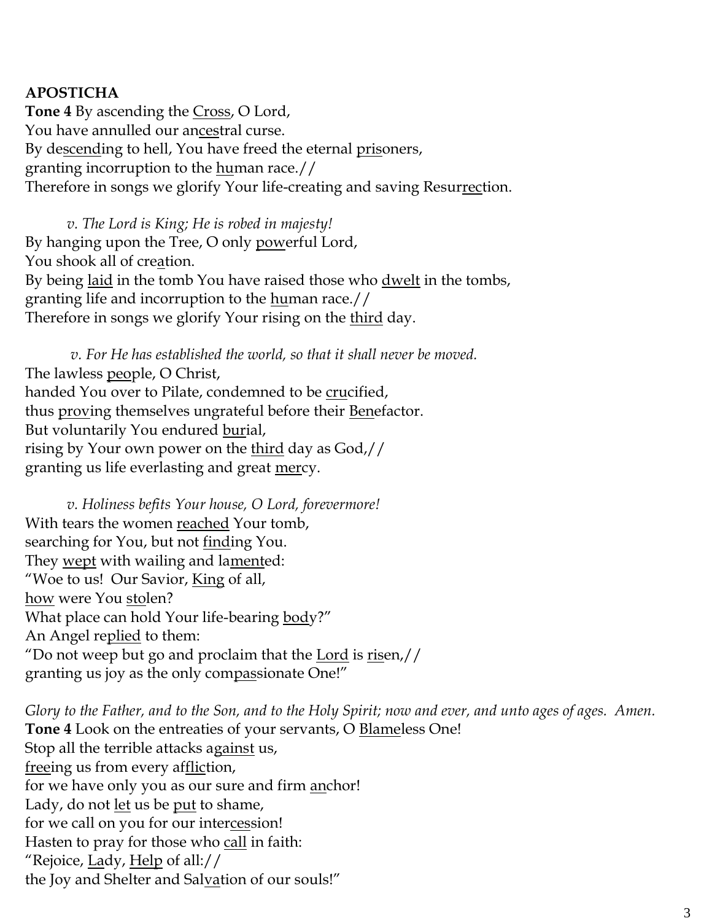**APOSTICHA**

**Tone 4** By ascending the <u>Cross</u>, O Lord,
You have annulled our an<u>ces</u>tral curse.
By de<u>scend</u>ing to hell, You have freed the eternal <u>pris</u>oners,
granting incorruption to the <u>hu</u>man race.//
Therefore in songs we glorify Your life-creating and saving Resur<u>rec</u>tion.

*v. The Lord is King; He is robed in majesty!*

By hanging upon the Tree, O only <u>pow</u>erful Lord,
You shook all of cre<u>a</u>tion.
By being <u>laid</u> in the tomb You have raised those who <u>dwelt</u> in the tombs,
granting life and incorruption to the <u>hu</u>man race.//
Therefore in songs we glorify Your rising on the <u>third</u> day.

*v. For He has established the world, so that it shall never be moved.*

The lawless <u>peo</u>ple, O Christ,
handed You over to Pilate, condemned to be <u>cru</u>cified,
thus <u>prov</u>ing themselves ungrateful before their <u>Ben</u>efactor.
But voluntarily You endured <u>bur</u>ial,
rising by Your own power on the <u>third</u> day as God,//
granting us life everlasting and great <u>mer</u>cy.

*v. Holiness befits Your house, O Lord, forevermore!*

With tears the women <u>reached</u> Your tomb,
searching for You, but not <u>find</u>ing You.
They <u>wept</u> with wailing and la<u>ment</u>ed:
"Woe to us! Our Savior, <u>King</u> of all,
<u>how</u> were You <u>sto</u>len?
What place can hold Your life-bearing <u>bod</u>y?"
An Angel re<u>plied</u> to them:
"Do not weep but go and proclaim that the <u>Lord</u> is <u>ris</u>en,//
granting us joy as the only com<u>pas</u>sionate One!"

*Glory to the Father, and to the Son, and to the Holy Spirit; now and ever, and unto ages of ages. Amen.*

**Tone 4** Look on the entreaties of your servants, O <u>Blame</u>less One!
Stop all the terrible attacks a<u>gainst</u> us,
<u>free</u>ing us from every af<u>flic</u>tion,
for we have only you as our sure and firm <u>an</u>chor!
Lady, do not <u>let</u> us be <u>put</u> to shame,
for we call on you for our inter<u>ces</u>sion!
Hasten to pray for those who <u>call</u> in faith:
"Rejoice, <u>La</u>dy, <u>Help</u> of all://
the Joy and Shelter and Sal<u>va</u>tion of our souls!"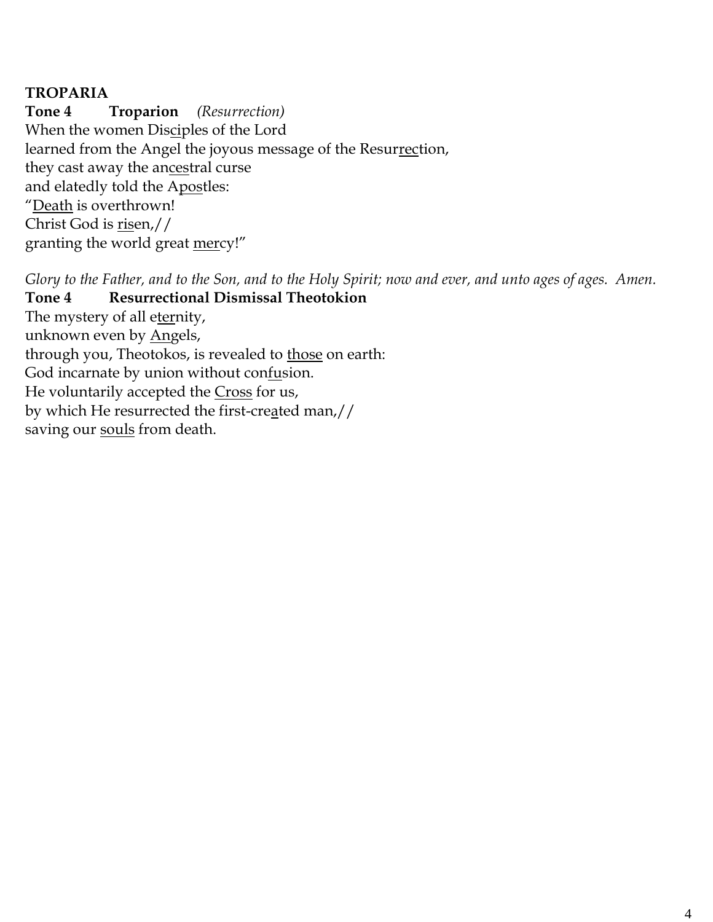**TROPARIA**

**Tone 4 Troparion** *(Resurrection)*

When the women Dis<u>ci</u>ples of the Lord
learned from the Angel the joyous message of the Resur<u>rec</u>tion,
they cast away the an<u>ces</u>tral curse
and elatedly told the A<u>pos</u>tles:
"<u>Death</u> is overthrown!
Christ God is <u>ris</u>en,//
granting the world great <u>mer</u>cy!"

*Glory to the Father, and to the Son, and to the Holy Spirit; now and ever, and unto ages of ages. Amen.*

**Tone 4 Resurrectional Dismissal Theotokion**

The mystery of all e<u>ter</u>nity,
unknown even by <u>An</u>gels,
through you, Theotokos, is revealed to <u>those</u> on earth:
God incarnate by union without con<u>fu</u>sion.
He voluntarily accepted the <u>Cross</u> for us,
by which He resurrected the first-cre<u>a</u>ted man,//
saving our <u>souls</u> from death.